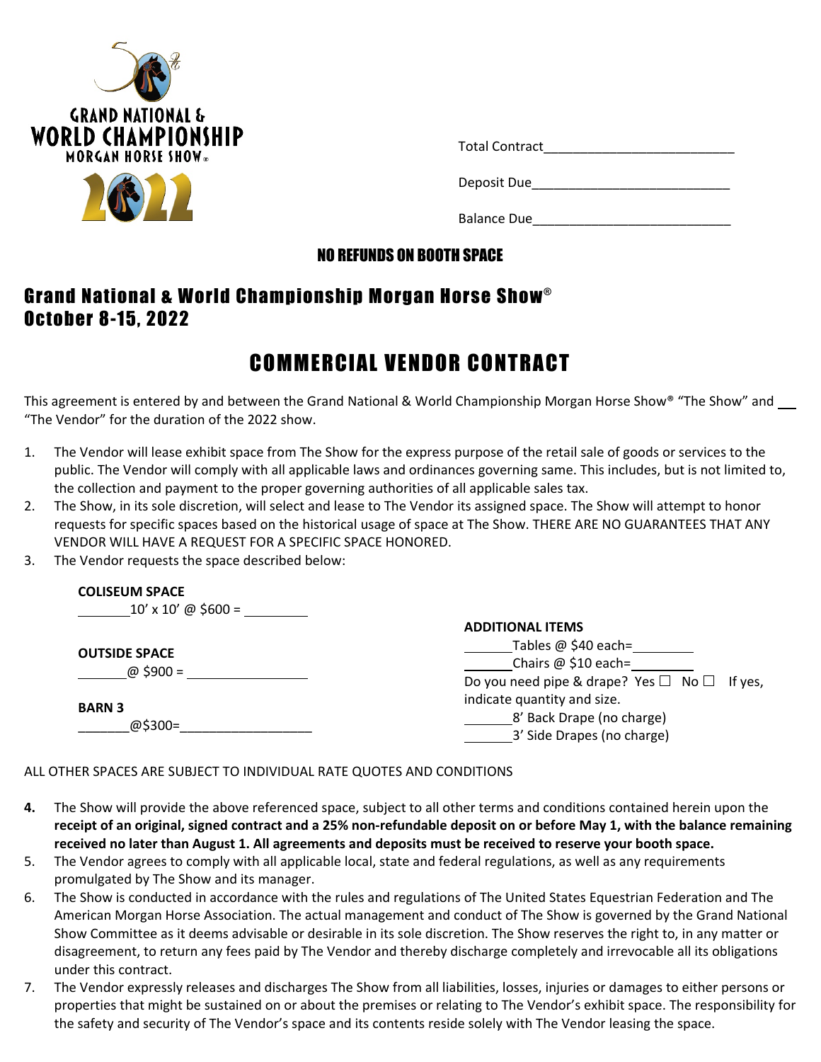GRAND NATIONAL & WORLD CHAMPIONSHIP MORGAN HORSE SHOW®

2022

Total Contract\_\_\_\_\_\_\_\_\_\_\_\_\_\_\_\_\_\_\_\_\_\_\_\_\_\_

Deposit Due\_\_\_\_\_\_\_\_\_\_\_\_\_\_\_\_\_\_\_\_\_\_\_\_\_\_\_\_

Balance Due\_\_\_\_\_\_\_\_\_\_\_\_\_\_\_\_\_\_\_\_\_\_\_\_\_\_\_\_

**NO REFUNDS ON BOOTH SPACE**

## Grand National & World Championship Morgan Horse Show®
## October 8-15, 2022

# COMMERCIAL VENDOR CONTRACT

This agreement is entered by and between the Grand National & World Championship Morgan Horse Show® "The Show" and \_\_ "The Vendor" for the duration of the 2022 show.

1. The Vendor will lease exhibit space from The Show for the express purpose of the retail sale of goods or services to the public. The Vendor will comply with all applicable laws and ordinances governing same. This includes, but is not limited to, the collection and payment to the proper governing authorities of all applicable sales tax.
2. The Show, in its sole discretion, will select and lease to The Vendor its assigned space. The Show will attempt to honor requests for specific spaces based on the historical usage of space at The Show. THERE ARE NO GUARANTEES THAT ANY VENDOR WILL HAVE A REQUEST FOR A SPECIFIC SPACE HONORED.
3. The Vendor requests the space described below:

**COLISEUM SPACE**
\_\_\_\_\_\_\_10' x 10' @ $600 = \_\_\_\_\_\_\_\_\_

**OUTSIDE SPACE**
\_\_\_\_\_\_\_@ $900 = \_\_\_\_\_\_\_\_\_\_\_\_\_\_\_\_

**BARN 3**
\_\_\_\_\_\_\_@$300=\_\_\_\_\_\_\_\_\_\_\_\_\_\_\_\_\_\_

**ADDITIONAL ITEMS**
\_\_\_\_\_\_\_Tables @ $40 each=\_\_\_\_\_\_\_\_\_
\_\_\_\_\_\_\_Chairs @ $10 each=\_\_\_\_\_\_\_\_\_
Do you need pipe & drape? Yes ☐ No ☐ If yes, indicate quantity and size.
\_\_\_\_\_\_\_8' Back Drape (no charge)
\_\_\_\_\_\_\_3' Side Drapes (no charge)

ALL OTHER SPACES ARE SUBJECT TO INDIVIDUAL RATE QUOTES AND CONDITIONS

4. The Show will provide the above referenced space, subject to all other terms and conditions contained herein upon the **receipt of an original, signed contract and a 25% non-refundable deposit on or before May 1, with the balance remaining received no later than August 1. All agreements and deposits must be received to reserve your booth space.**
5. The Vendor agrees to comply with all applicable local, state and federal regulations, as well as any requirements promulgated by The Show and its manager.
6. The Show is conducted in accordance with the rules and regulations of The United States Equestrian Federation and The American Morgan Horse Association. The actual management and conduct of The Show is governed by the Grand National Show Committee as it deems advisable or desirable in its sole discretion. The Show reserves the right to, in any matter or disagreement, to return any fees paid by The Vendor and thereby discharge completely and irrevocable all its obligations under this contract.
7. The Vendor expressly releases and discharges The Show from all liabilities, losses, injuries or damages to either persons or properties that might be sustained on or about the premises or relating to The Vendor's exhibit space. The responsibility for the safety and security of The Vendor's space and its contents reside solely with The Vendor leasing the space.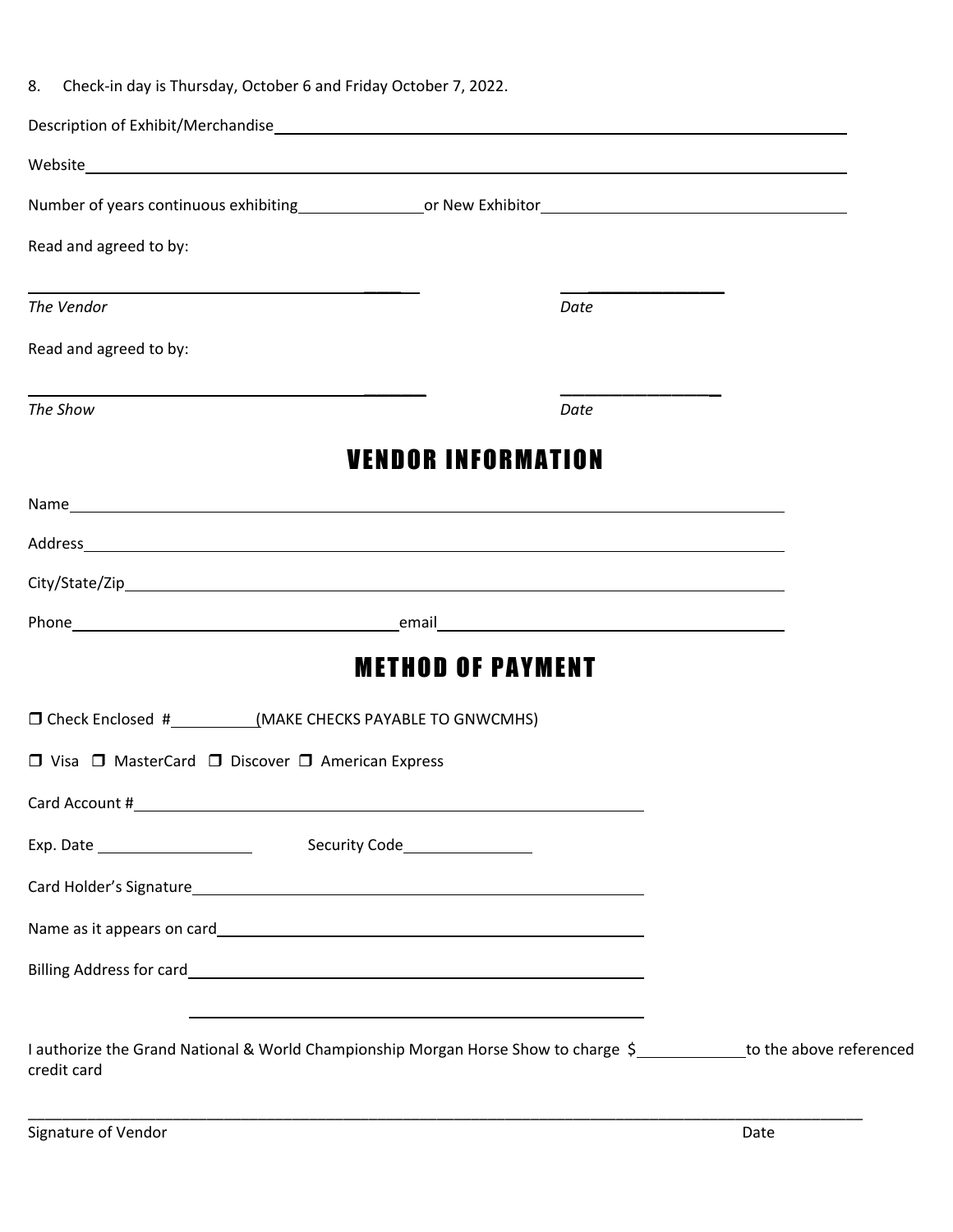8. Check-in day is Thursday, October 6 and Friday October 7, 2022.

Description of Exhibit/Merchandise\_\_\_\_\_\_\_\_\_\_\_\_\_\_\_\_\_\_\_\_\_\_\_\_\_\_\_\_\_\_\_\_\_\_\_\_\_\_\_\_

Website\_\_\_\_\_\_\_\_\_\_\_\_\_\_\_\_\_\_\_\_\_\_\_\_\_\_\_\_\_\_\_\_\_\_\_\_\_\_\_\_\_\_\_\_\_\_\_\_\_\_\_\_

Number of years continuous exhibiting\_\_\_\_\_\_\_\_\_\_\_\_ or New Exhibitor\_\_\_\_\_\_\_\_\_\_\_\_\_\_\_\_\_\_\_\_

Read and agreed to by:

\_\_\_\_\_\_\_\_\_\_\_\_\_\_\_\_\_\_\_\_\_\_\_\_\_\_\_\_\_\_ \_\_\_\_\_\_\_\_\_\_\_\_\_\_\_\_

*The Vendor* *Date*

Read and agreed to by:

\_\_\_\_\_\_\_\_\_\_\_\_\_\_\_\_\_\_\_\_\_\_\_\_\_\_\_\_\_\_ \_\_\_\_\_\_\_\_\_\_\_\_\_\_\_\_

*The Show* *Date*

## VENDOR INFORMATION

Name\_\_\_\_\_\_\_\_\_\_\_\_\_\_\_\_\_\_\_\_\_\_\_\_\_\_\_\_\_\_\_\_\_\_\_\_\_\_\_\_\_\_\_\_\_\_\_\_\_\_\_\_

Address\_\_\_\_\_\_\_\_\_\_\_\_\_\_\_\_\_\_\_\_\_\_\_\_\_\_\_\_\_\_\_\_\_\_\_\_\_\_\_\_\_\_\_\_\_\_\_\_\_\_

City/State/Zip\_\_\_\_\_\_\_\_\_\_\_\_\_\_\_\_\_\_\_\_\_\_\_\_\_\_\_\_\_\_\_\_\_\_\_\_\_\_\_\_\_\_\_\_\_\_

Phone\_\_\_\_\_\_\_\_\_\_\_\_\_\_\_\_\_\_\_\_\_\_\_\_ email\_\_\_\_\_\_\_\_\_\_\_\_\_\_\_\_\_\_\_\_\_\_\_\_\_\_

## METHOD OF PAYMENT

❒ Check Enclosed #\_\_\_\_\_\_\_\_(MAKE CHECKS PAYABLE TO GNWCMHS)

❒ Visa ❒ MasterCard ❒ Discover ❒ American Express

Card Account #\_\_\_\_\_\_\_\_\_\_\_\_\_\_\_\_\_\_\_\_\_\_\_\_\_\_\_\_\_\_\_\_\_\_\_\_\_\_\_\_\_\_

Exp. Date \_\_\_\_\_\_\_\_\_\_\_\_\_\_ Security Code\_\_\_\_\_\_\_\_\_\_\_\_

Card Holder's Signature\_\_\_\_\_\_\_\_\_\_\_\_\_\_\_\_\_\_\_\_\_\_\_\_\_\_\_\_\_\_\_\_\_\_\_\_

Name as it appears on card\_\_\_\_\_\_\_\_\_\_\_\_\_\_\_\_\_\_\_\_\_\_\_\_\_\_\_\_\_\_\_\_\_\_

Billing Address for card\_\_\_\_\_\_\_\_\_\_\_\_\_\_\_\_\_\_\_\_\_\_\_\_\_\_\_\_\_\_\_\_\_\_\_\_

\_\_\_\_\_\_\_\_\_\_\_\_\_\_\_\_\_\_\_\_\_\_\_\_\_\_\_\_\_\_\_\_\_\_\_\_

I authorize the Grand National & World Championship Morgan Horse Show to charge $\_\_\_\_\_\_\_\_\_\_ to the above referenced credit card

\_\_\_\_\_\_\_\_\_\_\_\_\_\_\_\_\_\_\_\_\_\_\_\_\_\_\_\_\_\_\_\_\_\_\_\_\_\_\_\_\_\_\_\_\_\_\_\_\_\_\_\_\_\_\_\_\_\_\_\_\_\_\_\_\_\_\_\_

Signature of Vendor Date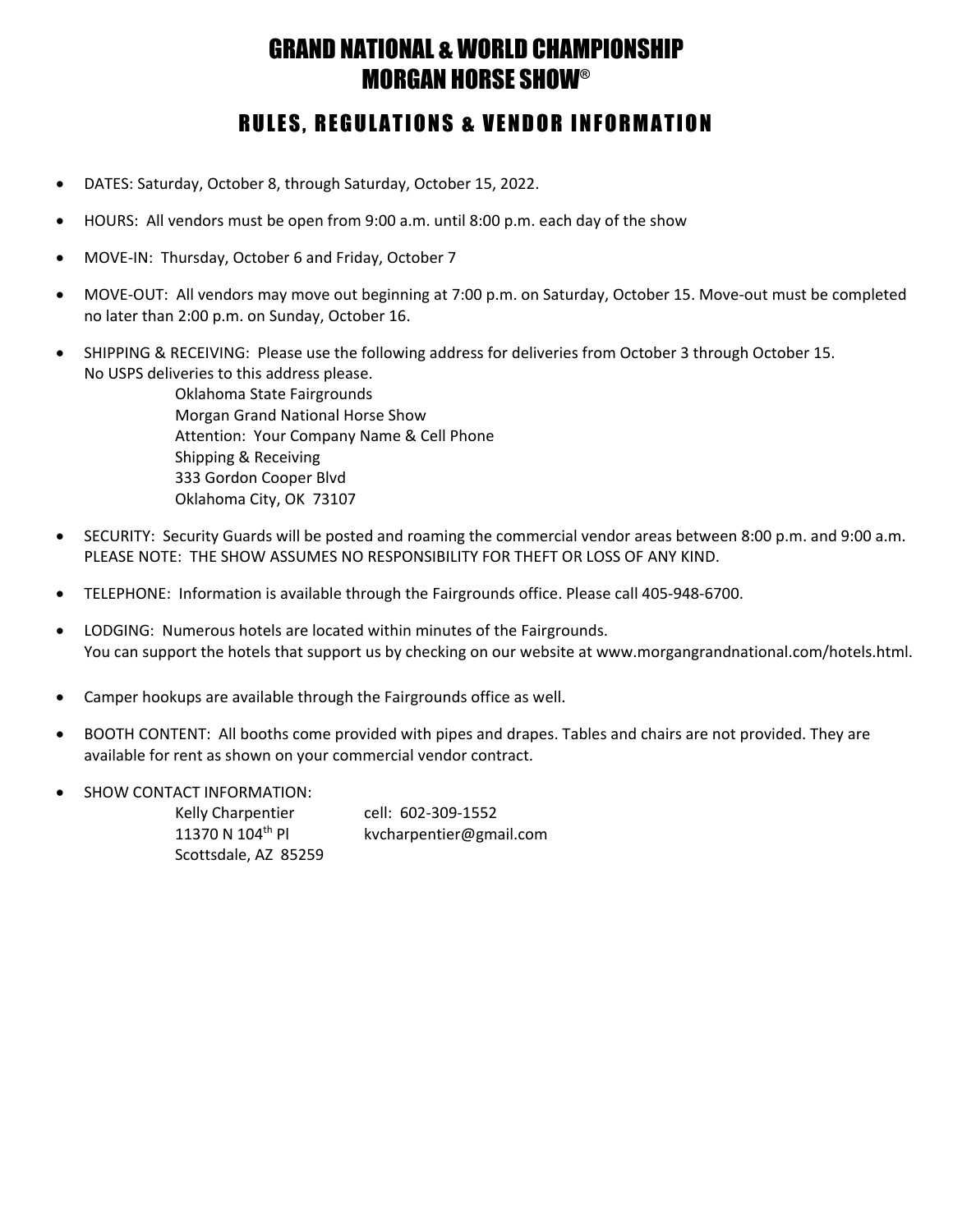# GRAND NATIONAL & WORLD CHAMPIONSHIP MORGAN HORSE SHOW®

## RULES, REGULATIONS & VENDOR INFORMATION

- DATES: Saturday, October 8, through Saturday, October 15, 2022.
- HOURS: All vendors must be open from 9:00 a.m. until 8:00 p.m. each day of the show
- MOVE-IN: Thursday, October 6 and Friday, October 7
- MOVE-OUT: All vendors may move out beginning at 7:00 p.m. on Saturday, October 15. Move-out must be completed no later than 2:00 p.m. on Sunday, October 16.
- SHIPPING & RECEIVING: Please use the following address for deliveries from October 3 through October 15. No USPS deliveries to this address please.

  Oklahoma State Fairgrounds  
  Morgan Grand National Horse Show  
  Attention: Your Company Name & Cell Phone  
  Shipping & Receiving  
  333 Gordon Cooper Blvd  
  Oklahoma City, OK 73107

- SECURITY: Security Guards will be posted and roaming the commercial vendor areas between 8:00 p.m. and 9:00 a.m. PLEASE NOTE: THE SHOW ASSUMES NO RESPONSIBILITY FOR THEFT OR LOSS OF ANY KIND.
- TELEPHONE: Information is available through the Fairgrounds office. Please call 405-948-6700.
- LODGING: Numerous hotels are located within minutes of the Fairgrounds. You can support the hotels that support us by checking on our website at www.morgangrandnational.com/hotels.html.
- Camper hookups are available through the Fairgrounds office as well.
- BOOTH CONTENT: All booths come provided with pipes and drapes. Tables and chairs are not provided. They are available for rent as shown on your commercial vendor contract.
- SHOW CONTACT INFORMATION:

  Kelly Charpentier  
  11370 N 104th Pl  
  Scottsdale, AZ 85259

  cell: 602-309-1552  
  kvcharpentier@gmail.com